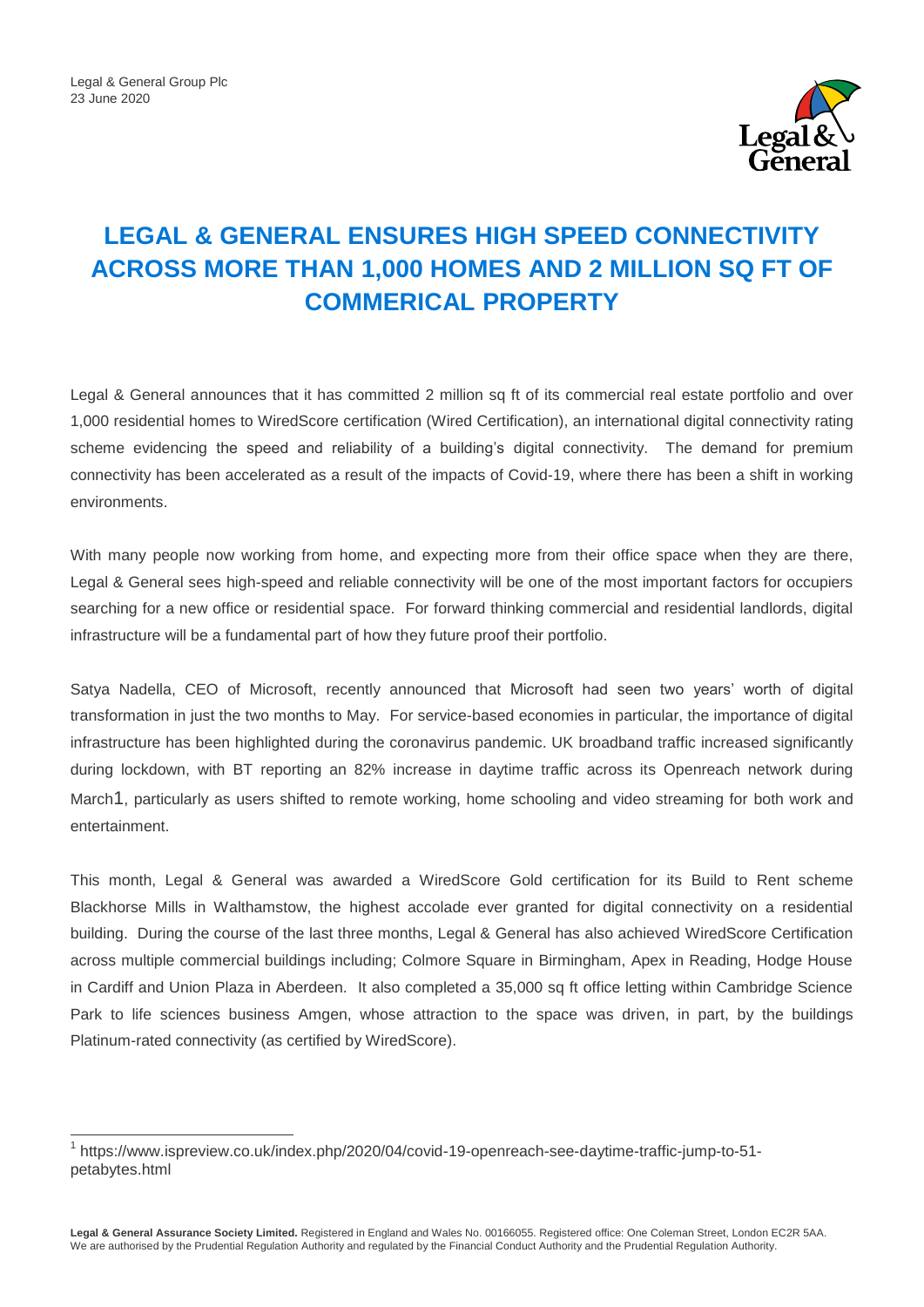Legal & General Group Plc
23 June 2020

# LEGAL & GENERAL ENSURES HIGH SPEED CONNECTIVITY ACROSS MORE THAN 1,000 HOMES AND 2 MILLION SQ FT OF COMMERICAL PROPERTY

Legal & General announces that it has committed 2 million sq ft of its commercial real estate portfolio and over 1,000 residential homes to WiredScore certification (Wired Certification), an international digital connectivity rating scheme evidencing the speed and reliability of a building's digital connectivity. The demand for premium connectivity has been accelerated as a result of the impacts of Covid-19, where there has been a shift in working environments.

With many people now working from home, and expecting more from their office space when they are there, Legal & General sees high-speed and reliable connectivity will be one of the most important factors for occupiers searching for a new office or residential space. For forward thinking commercial and residential landlords, digital infrastructure will be a fundamental part of how they future proof their portfolio.

Satya Nadella, CEO of Microsoft, recently announced that Microsoft had seen two years' worth of digital transformation in just the two months to May. For service-based economies in particular, the importance of digital infrastructure has been highlighted during the coronavirus pandemic. UK broadband traffic increased significantly during lockdown, with BT reporting an 82% increase in daytime traffic across its Openreach network during March[1], particularly as users shifted to remote working, home schooling and video streaming for both work and entertainment.

This month, Legal & General was awarded a WiredScore Gold certification for its Build to Rent scheme Blackhorse Mills in Walthamstow, the highest accolade ever granted for digital connectivity on a residential building. During the course of the last three months, Legal & General has also achieved WiredScore Certification across multiple commercial buildings including; Colmore Square in Birmingham, Apex in Reading, Hodge House in Cardiff and Union Plaza in Aberdeen. It also completed a 35,000 sq ft office letting within Cambridge Science Park to life sciences business Amgen, whose attraction to the space was driven, in part, by the buildings Platinum-rated connectivity (as certified by WiredScore).

[1] https://www.ispreview.co.uk/index.php/2020/04/covid-19-openreach-see-daytime-traffic-jump-to-51-petabytes.html

**Legal & General Assurance Society Limited.** Registered in England and Wales No. 00166055. Registered office: One Coleman Street, London EC2R 5AA. We are authorised by the Prudential Regulation Authority and regulated by the Financial Conduct Authority and the Prudential Regulation Authority.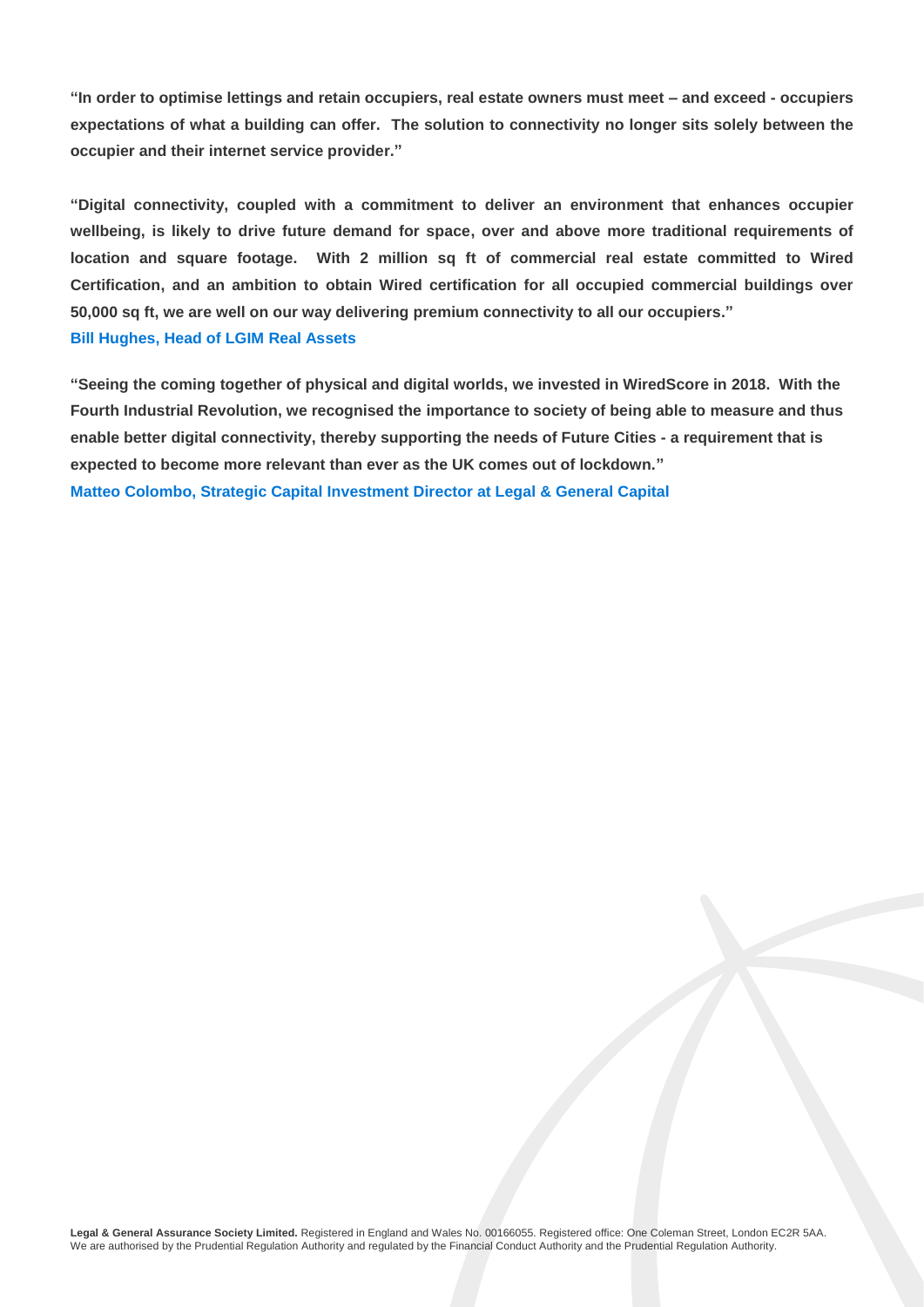**"In order to optimise lettings and retain occupiers, real estate owners must meet – and exceed - occupiers expectations of what a building can offer. The solution to connectivity no longer sits solely between the occupier and their internet service provider."**

**"Digital connectivity, coupled with a commitment to deliver an environment that enhances occupier wellbeing, is likely to drive future demand for space, over and above more traditional requirements of location and square footage. With 2 million sq ft of commercial real estate committed to Wired Certification, and an ambition to obtain Wired certification for all occupied commercial buildings over 50,000 sq ft, we are well on our way delivering premium connectivity to all our occupiers."**
**Bill Hughes, Head of LGIM Real Assets**

**"Seeing the coming together of physical and digital worlds, we invested in WiredScore in 2018. With the Fourth Industrial Revolution, we recognised the importance to society of being able to measure and thus enable better digital connectivity, thereby supporting the needs of Future Cities - a requirement that is expected to become more relevant than ever as the UK comes out of lockdown."**
**Matteo Colombo, Strategic Capital Investment Director at Legal & General Capital**

**Legal & General Assurance Society Limited.** Registered in England and Wales No. 00166055. Registered office: One Coleman Street, London EC2R 5AA. We are authorised by the Prudential Regulation Authority and regulated by the Financial Conduct Authority and the Prudential Regulation Authority.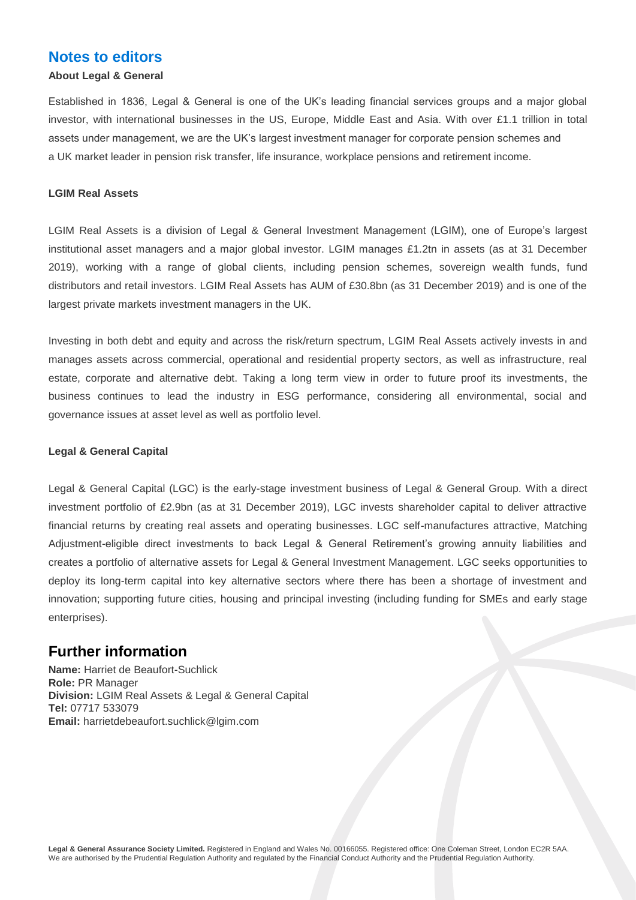## Notes to editors

### About Legal & General

Established in 1836, Legal & General is one of the UK's leading financial services groups and a major global investor, with international businesses in the US, Europe, Middle East and Asia. With over £1.1 trillion in total assets under management, we are the UK's largest investment manager for corporate pension schemes and a UK market leader in pension risk transfer, life insurance, workplace pensions and retirement income.

### LGIM Real Assets

LGIM Real Assets is a division of Legal & General Investment Management (LGIM), one of Europe's largest institutional asset managers and a major global investor. LGIM manages £1.2tn in assets (as at 31 December 2019), working with a range of global clients, including pension schemes, sovereign wealth funds, fund distributors and retail investors. LGIM Real Assets has AUM of £30.8bn (as 31 December 2019) and is one of the largest private markets investment managers in the UK.

Investing in both debt and equity and across the risk/return spectrum, LGIM Real Assets actively invests in and manages assets across commercial, operational and residential property sectors, as well as infrastructure, real estate, corporate and alternative debt. Taking a long term view in order to future proof its investments, the business continues to lead the industry in ESG performance, considering all environmental, social and governance issues at asset level as well as portfolio level.

### Legal & General Capital

Legal & General Capital (LGC) is the early-stage investment business of Legal & General Group. With a direct investment portfolio of £2.9bn (as at 31 December 2019), LGC invests shareholder capital to deliver attractive financial returns by creating real assets and operating businesses. LGC self-manufactures attractive, Matching Adjustment-eligible direct investments to back Legal & General Retirement's growing annuity liabilities and creates a portfolio of alternative assets for Legal & General Investment Management. LGC seeks opportunities to deploy its long-term capital into key alternative sectors where there has been a shortage of investment and innovation; supporting future cities, housing and principal investing (including funding for SMEs and early stage enterprises).

## Further information

**Name:** Harriet de Beaufort-Suchlick
**Role:** PR Manager
**Division:** LGIM Real Assets & Legal & General Capital
**Tel:** 07717 533079
**Email:** harrietdebeaufort.suchlick@lgim.com

**Legal & General Assurance Society Limited.** Registered in England and Wales No. 00166055. Registered office: One Coleman Street, London EC2R 5AA. We are authorised by the Prudential Regulation Authority and regulated by the Financial Conduct Authority and the Prudential Regulation Authority.